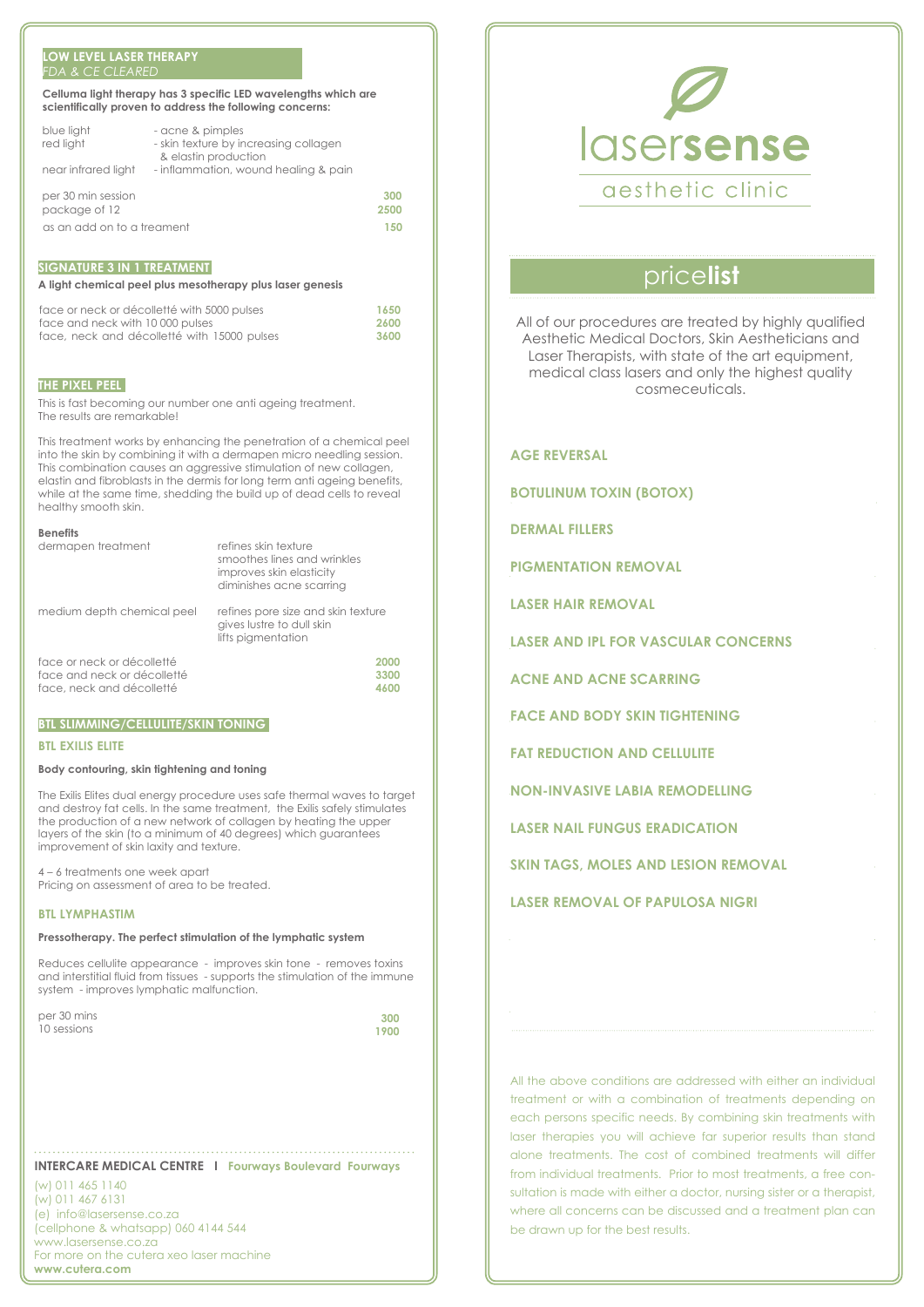## LOW LEVEL LASER THERAPY

*FDA & CE CLEARED*

**Celluma light therapy has 3 specific LED wavelengths which are scientifically proven to address the following concerns:**

| | |
|---|---|
| blue light | - acne & pimples |
| red light | - skin texture by increasing collagen & elastin production |
| near infrared light | - inflammation, wound healing & pain |

| | |
|---|---|
| per 30 min session | 300 |
| package of 12 | 2500 |
| as an add on to a treament | 150 |

## SIGNATURE 3 IN 1 TREATMENT

**A light chemical peel plus mesotherapy plus laser genesis**

| | |
|---|---|
| face or neck or décolletté with 5000 pulses | 1650 |
| face and neck with 10 000 pulses | 2600 |
| face, neck and décolletté with 15000 pulses | 3600 |

## THE PIXEL PEEL

This is fast becoming our number one anti ageing treatment. The results are remarkable!

This treatment works by enhancing the penetration of a chemical peel into the skin by combining it with a dermapen micro needling session. This combination causes an aggressive stimulation of new collagen, elastin and fibroblasts in the dermis for long term anti ageing benefits, while at the same time, shedding the build up of dead cells to reveal healthy smooth skin.

**Benefits**

| | |
|---|---|
| dermapen treatment | refines skin texture<br>smoothes lines and wrinkles<br>improves skin elasticity<br>diminishes acne scarring |
| medium depth chemical peel | refines pore size and skin texture<br>gives lustre to dull skin<br>lifts pigmentation |

| | |
|---|---|
| face or neck or décolletté | 2000 |
| face and neck or décolletté | 3300 |
| face, neck and décolletté | 4600 |

## BTL SLIMMING/CELLULITE/SKIN TONING

### BTL EXILIS ELITE

**Body contouring, skin tightening and toning**

The Exilis Elites dual energy procedure uses safe thermal waves to target and destroy fat cells. In the same treatment, the Exilis safely stimulates the production of a new network of collagen by heating the upper layers of the skin (to a minimum of 40 degrees) which guarantees improvement of skin laxity and texture.

4 – 6 treatments one week apart
Pricing on assessment of area to be treated.

### BTL LYMPHASTIM

**Pressotherapy. The perfect stimulation of the lymphatic system**

Reduces cellulite appearance - improves skin tone - removes toxins and interstitial fluid from tissues - supports the stimulation of the immune system - improves lymphatic malfunction.

| | |
|---|---|
| per 30 mins | 300 |
| 10 sessions | 1900 |

**INTERCARE MEDICAL CENTRE | Fourways Boulevard Fourways**

(w) 011 465 1140
(w) 011 467 6131
(e) info@lasersense.co.za
(cellphone & whatsapp) 060 4144 544
www.lasersense.co.za
For more on the cutera xeo laser machine
**www.cutera.com**

# lasersense

aesthetic clinic

## pricelist

All of our procedures are treated by highly qualified Aesthetic Medical Doctors, Skin Aestheticians and Laser Therapists, with state of the art equipment, medical class lasers and only the highest quality cosmeceuticals.

**AGE REVERSAL**

**BOTULINUM TOXIN (BOTOX)**

**DERMAL FILLERS**

**PIGMENTATION REMOVAL**

**LASER HAIR REMOVAL**

**LASER AND IPL FOR VASCULAR CONCERNS**

**ACNE AND ACNE SCARRING**

**FACE AND BODY SKIN TIGHTENING**

**FAT REDUCTION AND CELLULITE**

**NON-INVASIVE LABIA REMODELLING**

**LASER NAIL FUNGUS ERADICATION**

**SKIN TAGS, MOLES AND LESION REMOVAL**

**LASER REMOVAL OF PAPULOSA NIGRI**

All the above conditions are addressed with either an individual treatment or with a combination of treatments depending on each persons specific needs. By combining skin treatments with laser therapies you will achieve far superior results than stand alone treatments. The cost of combined treatments will differ from individual treatments. Prior to most treatments, a free consultation is made with either a doctor, nursing sister or a therapist, where all concerns can be discussed and a treatment plan can be drawn up for the best results.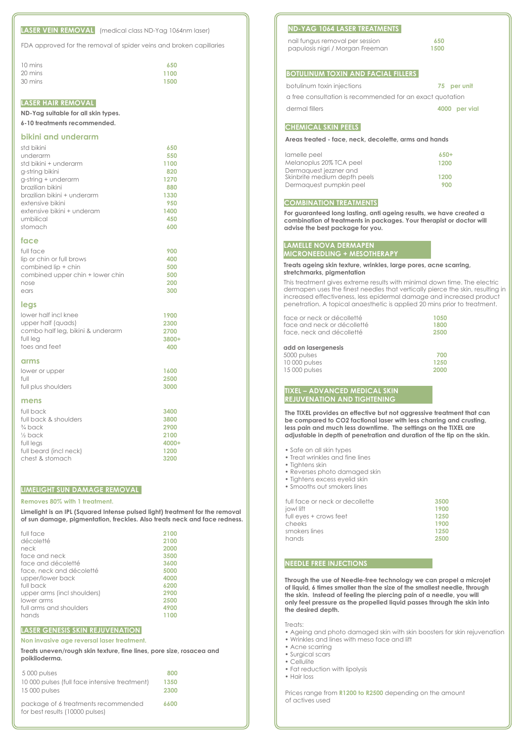## LASER VEIN REMOVAL (medical class ND-Yag 1064nm laser)

FDA approved for the removal of spider veins and broken capillaries

| | |
|---|---|
| 10 mins | 650 |
| 20 mins | 1100 |
| 30 mins | 1500 |

## LASER HAIR REMOVAL

**ND-Yag suitable for all skin types.**

**6-10 treatments recommended.**

### bikini and underarm

| | |
|---|---|
| std bikini | 650 |
| underarm | 550 |
| std bikini + underarm | 1100 |
| g-string bikini | 820 |
| g-string + underarm | 1270 |
| brazilian bikini | 880 |
| brazilian bikini + underarm | 1330 |
| extensive bikini | 950 |
| extensive bikini + underam | 1400 |
| umbilical | 450 |
| stomach | 600 |

### face

| | |
|---|---|
| full face | 900 |
| lip or chin or full brows | 400 |
| combined lip + chin | 500 |
| combined upper chin + lower chin | 500 |
| nose | 200 |
| ears | 300 |

### legs

| | |
|---|---|
| lower half incl knee | 1900 |
| upper half (quads) | 2300 |
| combo half leg, bikini & underarm | 2700 |
| full leg | 3800+ |
| toes and feet | 400 |

### arms

| | |
|---|---|
| lower or upper | 1600 |
| full | 2500 |
| full plus shoulders | 3000 |

### mens

| | |
|---|---|
| full back | 3400 |
| full back & shoulders | 3800 |
| ¾ back | 2900 |
| ½ back | 2100 |
| full legs | 4000+ |
| full beard (incl neck) | 1200 |
| chest & stomach | 3200 |

## LIMELIGHT SUN DAMAGE REMOVAL

**Removes 80% with 1 treatment.**

**Limelight is an IPL (Squared Intense pulsed light) treatment for the removal of sun damage, pigmentation, freckles. Also treats neck and face redness.**

| | |
|---|---|
| full face | 2100 |
| décoletté | 2100 |
| neck | 2000 |
| face and neck | 3500 |
| face and décoletté | 3600 |
| face, neck and décoletté | 5000 |
| upper/lower back | 4000 |
| full back | 6200 |
| upper arms (incl shoulders) | 2900 |
| lower arms | 2500 |
| full arms and shoulders | 4900 |
| hands | 1100 |

## LASER GENESIS SKIN REJUVENATION

**Non invasive age reversal laser treatment.**

**Treats uneven/rough skin texture, fine lines, pore size, rosacea and poikiloderma.**

| | |
|---|---|
| 5 000 pulses | 800 |
| 10 000 pulses (full face intensive treatment) | 1350 |
| 15 000 pulses | 2300 |
| package of 6 treatments recommended for best results (10000 pulses) | 6600 |

## ND-YAG 1064 LASER TREATMENTS

| | |
|---|---|
| nail fungus removal per session | 650 |
| papulosis nigri / Morgan Freeman | 1500 |

## BOTULINUM TOXIN AND FACIAL FILLERS

botulinum toxin injections — 75 per unit

a free consultation is recommended for an exact quotation

dermal fillers — 4000 per vial

## CHEMICAL SKIN PEELS

**Areas treated - face, neck, decolette, arms and hands**

| | |
|---|---|
| lamelle peel | 650+ |
| Melanoplus 20% TCA peel | 1200 |
| Dermaquest jezzner and Skinbrite medium depth peels | 1200 |
| Dermaquest pumpkin peel | 900 |

## COMBINATION TREATMENTS

**For guaranteed long lasting, anti ageing results, we have created a combination of treatments in packages. Your therapist or doctor will advise the best package for you.**

## LAMELLE NOVA DERMAPEN MICRONEEDLING + MESOTHERAPY

**Treats ageing skin texture, wrinkles, large pores, acne scarring, stretchmarks, pigmentation**

This treatment gives extreme results with minimal down time. The electric dermapen uses the finest needles that vertically pierce the skin, resulting in increased effectiveness, less epidermal damage and increased product penetration. A topical anaesthetic is applied 20 mins prior to treatment.

| | |
|---|---|
| face or neck or décolletté | 1050 |
| face and neck or décolletté | 1800 |
| face, neck and décolletté | 2500 |

**add on lasergenesis**

| | |
|---|---|
| 5000 pulses | 700 |
| 10 000 pulses | 1250 |
| 15 000 pulses | 2000 |

## TIXEL – ADVANCED MEDICAL SKIN REJUVENATION AND TIGHTENING

**The TIXEL provides an effective but not aggressive treatment that can be compared to CO2 factional laser with less charring and crusting, less pain and much less downtime. The settings on the TIXEL are adjustable in depth of penetration and duration of the tip on the skin.**

- Safe on all skin types
- Treat wrinkles and fine lines
- Tightens skin
- Reverses photo damaged skin
- Tightens excess eyelid skin
- Smooths out smokers lines

| | |
|---|---|
| full face or neck or decollette | 3500 |
| jowl lift | 1900 |
| full eyes + crows feet | 1250 |
| cheeks | 1900 |
| smokers lines | 1250 |
| hands | 2500 |

## NEEDLE FREE INJECTIONS

**Through the use of Needle-free technology we can propel a microjet of liquid, 6 times smaller than the size of the smallest needle, through the skin. Instead of feeling the piercing pain of a needle, you will only feel pressure as the propelled liquid passes through the skin into the desired depth.**

Treats:

- Ageing and photo damaged skin with skin boosters for skin rejuvenation
- Wrinkles and lines with meso face and lift
- Acne scarring
- Surgical scars
- Cellulite
- Fat reduction with lipolysis
- Hair loss

Prices range from **R1200 to R2500** depending on the amount of actives used